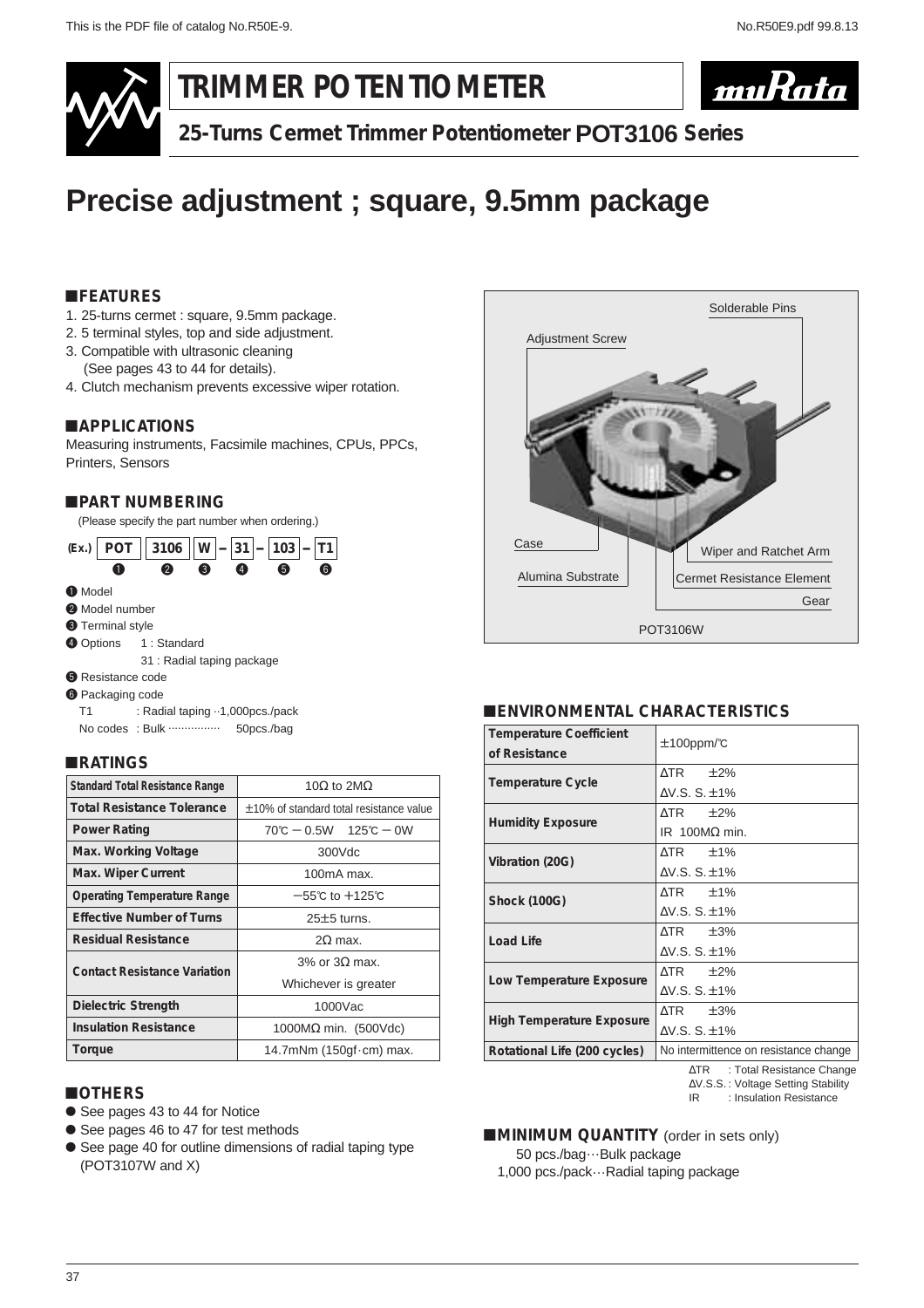# TRIMMER POTENTIOMETER

muRata

## 25-Turns Cermet Trimmer Potentiometer POT3106 Series

# Precise adjustment ; square, 9.5mm package

## ■FEATURES

1. 25-turns cermet : square, 9.5mm package.
2. 5 terminal styles, top and side adjustment.
3. Compatible with ultrasonic cleaning (See pages 43 to 44 for details).
4. Clutch mechanism prevents excessive wiper rotation.

## ■APPLICATIONS

Measuring instruments, Facsimile machines, CPUs, PPCs, Printers, Sensors

## ■PART NUMBERING

(Please specify the part number when ordering.)

(Ex.) POT ❶ 3106 ❷ W ❸ – 31 ❹ – 103 ❺ – T1 ❻

❶ Model
❷ Model number
❸ Terminal style
❹ Options 1 : Standard
31 : Radial taping package
❺ Resistance code
❻ Packaging code
T1 : Radial taping ··1,000pcs./pack
No codes : Bulk ················ 50pcs./bag

## ■RATINGS

| Item | Value |
| --- | --- |
| Standard Total Resistance Range | 10Ω to 2MΩ |
| Total Resistance Tolerance | ±10% of standard total resistance value |
| Power Rating | 70℃ − 0.5W 125℃ − 0W |
| Max. Working Voltage | 300Vdc |
| Max. Wiper Current | 100mA max. |
| Operating Temperature Range | −55℃ to +125℃ |
| Effective Number of Turns | 25±5 turns. |
| Residual Resistance | 2Ω max. |
| Contact Resistance Variation | 3% or 3Ω max. Whichever is greater |
| Dielectric Strength | 1000Vac |
| Insulation Resistance | 1000MΩ min. (500Vdc) |
| Torque | 14.7mNm (150gf·cm) max. |

## ■OTHERS

- See pages 43 to 44 for Notice
- See pages 46 to 47 for test methods
- See page 40 for outline dimensions of radial taping type (POT3107W and X)

Solderable Pins
Adjustment Screw
Case
Alumina Substrate
Wiper and Ratchet Arm
Cermet Resistance Element
Gear

POT3106W

## ■ENVIRONMENTAL CHARACTERISTICS

| Item | Value |
| --- | --- |
| Temperature Coefficient of Resistance | ±100ppm/℃ |
| Temperature Cycle | ΔTR ±2%<br>ΔV.S. S. ±1% |
| Humidity Exposure | ΔTR ±2%<br>IR 100MΩ min. |
| Vibration (20G) | ΔTR ±1%<br>ΔV.S. S. ±1% |
| Shock (100G) | ΔTR ±1%<br>ΔV.S. S. ±1% |
| Load Life | ΔTR ±3%<br>ΔV.S. S. ±1% |
| Low Temperature Exposure | ΔTR ±2%<br>ΔV.S. S. ±1% |
| High Temperature Exposure | ΔTR ±3%<br>ΔV.S. S. ±1% |
| Rotational Life (200 cycles) | No intermittence on resistance change |

ΔTR : Total Resistance Change
ΔV.S.S. : Voltage Setting Stability
IR : Insulation Resistance

## ■MINIMUM QUANTITY (order in sets only)

50 pcs./bag···Bulk package
1,000 pcs./pack···Radial taping package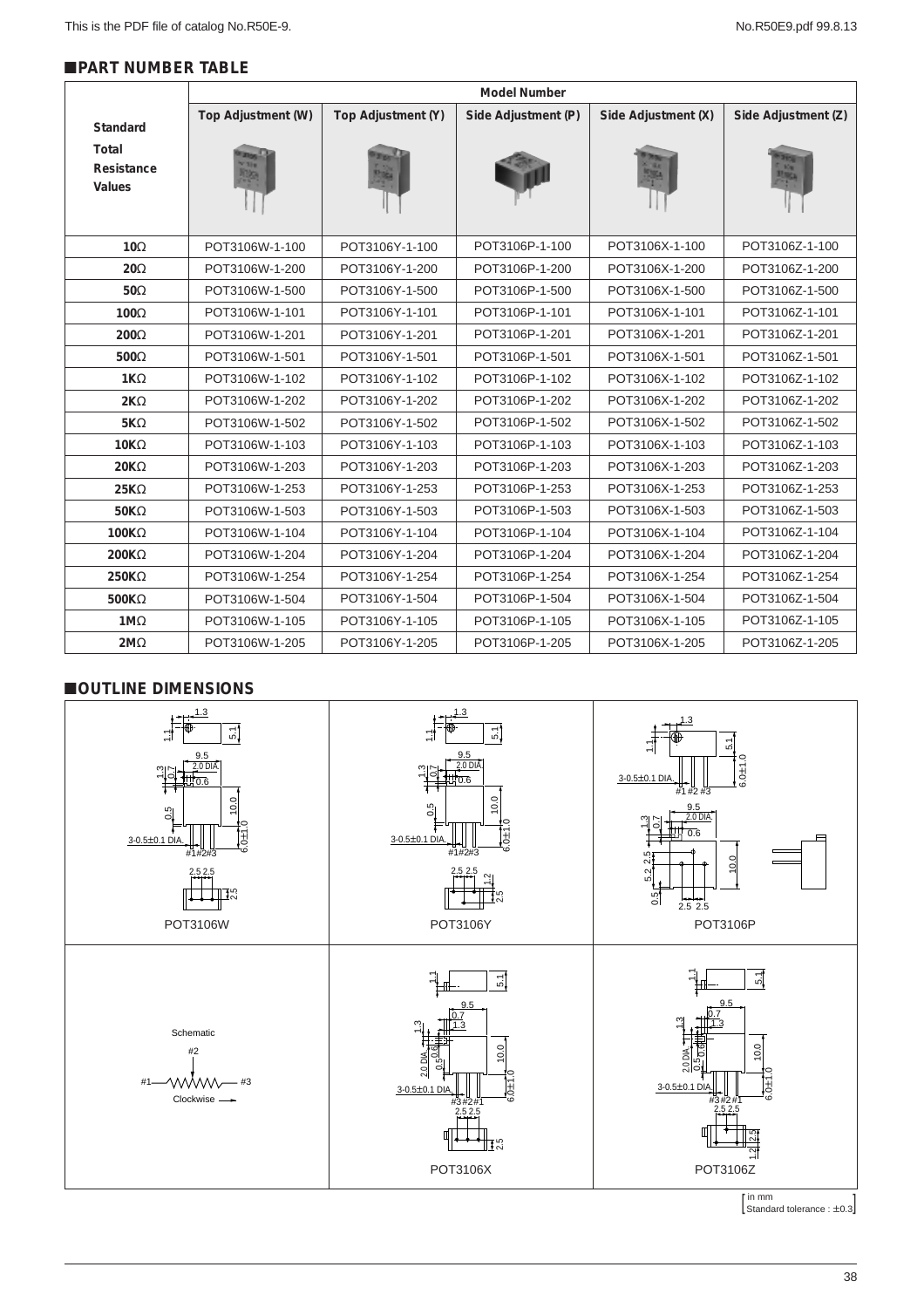## ■PART NUMBER TABLE

| Standard Total Resistance Values | Model Number | | | | |
|---|---|---|---|---|---|
| | Top Adjustment (W) | Top Adjustment (Y) | Side Adjustment (P) | Side Adjustment (X) | Side Adjustment (Z) |
| **10Ω** | POT3106W-1-100 | POT3106Y-1-100 | POT3106P-1-100 | POT3106X-1-100 | POT3106Z-1-100 |
| **20Ω** | POT3106W-1-200 | POT3106Y-1-200 | POT3106P-1-200 | POT3106X-1-200 | POT3106Z-1-200 |
| **50Ω** | POT3106W-1-500 | POT3106Y-1-500 | POT3106P-1-500 | POT3106X-1-500 | POT3106Z-1-500 |
| **100Ω** | POT3106W-1-101 | POT3106Y-1-101 | POT3106P-1-101 | POT3106X-1-101 | POT3106Z-1-101 |
| **200Ω** | POT3106W-1-201 | POT3106Y-1-201 | POT3106P-1-201 | POT3106X-1-201 | POT3106Z-1-201 |
| **500Ω** | POT3106W-1-501 | POT3106Y-1-501 | POT3106P-1-501 | POT3106X-1-501 | POT3106Z-1-501 |
| **1KΩ** | POT3106W-1-102 | POT3106Y-1-102 | POT3106P-1-102 | POT3106X-1-102 | POT3106Z-1-102 |
| **2KΩ** | POT3106W-1-202 | POT3106Y-1-202 | POT3106P-1-202 | POT3106X-1-202 | POT3106Z-1-202 |
| **5KΩ** | POT3106W-1-502 | POT3106Y-1-502 | POT3106P-1-502 | POT3106X-1-502 | POT3106Z-1-502 |
| **10KΩ** | POT3106W-1-103 | POT3106Y-1-103 | POT3106P-1-103 | POT3106X-1-103 | POT3106Z-1-103 |
| **20KΩ** | POT3106W-1-203 | POT3106Y-1-203 | POT3106P-1-203 | POT3106X-1-203 | POT3106Z-1-203 |
| **25KΩ** | POT3106W-1-253 | POT3106Y-1-253 | POT3106P-1-253 | POT3106X-1-253 | POT3106Z-1-253 |
| **50KΩ** | POT3106W-1-503 | POT3106Y-1-503 | POT3106P-1-503 | POT3106X-1-503 | POT3106Z-1-503 |
| **100KΩ** | POT3106W-1-104 | POT3106Y-1-104 | POT3106P-1-104 | POT3106X-1-104 | POT3106Z-1-104 |
| **200KΩ** | POT3106W-1-204 | POT3106Y-1-204 | POT3106P-1-204 | POT3106X-1-204 | POT3106Z-1-204 |
| **250KΩ** | POT3106W-1-254 | POT3106Y-1-254 | POT3106P-1-254 | POT3106X-1-254 | POT3106Z-1-254 |
| **500KΩ** | POT3106W-1-504 | POT3106Y-1-504 | POT3106P-1-504 | POT3106X-1-504 | POT3106Z-1-504 |
| **1MΩ** | POT3106W-1-105 | POT3106Y-1-105 | POT3106P-1-105 | POT3106X-1-105 | POT3106Z-1-105 |
| **2MΩ** | POT3106W-1-205 | POT3106Y-1-205 | POT3106P-1-205 | POT3106X-1-205 | POT3106Z-1-205 |

## ■OUTLINE DIMENSIONS

POT3106W

POT3106Y

POT3106P

Schematic

#2

#1 #3

Clockwise

POT3106X

POT3106Z

[in mm
Standard tolerance : ±0.3]